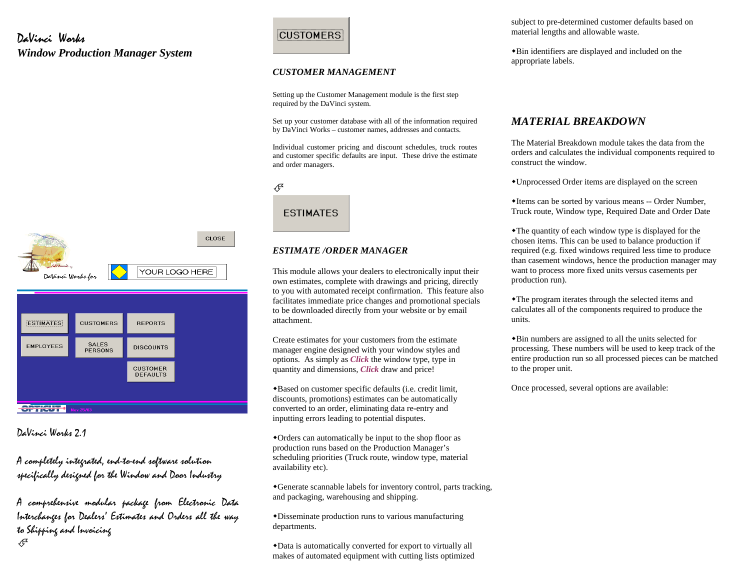# DaVinci Works

## *Window Production Manager System*

DaVinci Works 2.1

*A completely integrated, end-to-end software solution specifically designed for the Window and Door Industry*

*A comprehensive modular package from Electronic Data Interchanges for Dealers' Estimates and Orders all the way to Shipping and Invoicing*

## *CUSTOMER MANAGEMENT*

Setting up the Customer Management module is the first step required by the DaVinci system.

Set up your customer database with all of the information required by DaVinci Works – customer names, addresses and contacts.

Individual customer pricing and discount schedules, truck routes and customer specific defaults are input. These drive the estimate and order managers.

## *ESTIMATE /ORDER MANAGER*

This module allows your dealers to electronically input their own estimates, complete with drawings and pricing, directly to you with automated receipt confirmation. This feature also facilitates immediate price changes and promotional specials to be downloaded directly from your website or by email attachment.

Create estimates for your customers from the estimate manager engine designed with your window styles and options. As simply as ***Click*** the window type, type in quantity and dimensions, ***Click*** draw and price!

- Based on customer specific defaults (i.e. credit limit, discounts, promotions) estimates can be automatically converted to an order, eliminating data re-entry and inputting errors leading to potential disputes.
- Orders can automatically be input to the shop floor as production runs based on the Production Manager's scheduling priorities (Truck route, window type, material availability etc).
- Generate scannable labels for inventory control, parts tracking, and packaging, warehousing and shipping.
- Disseminate production runs to various manufacturing departments.
- Data is automatically converted for export to virtually all makes of automated equipment with cutting lists optimized subject to pre-determined customer defaults based on material lengths and allowable waste.
- Bin identifiers are displayed and included on the appropriate labels.

## *MATERIAL BREAKDOWN*

The Material Breakdown module takes the data from the orders and calculates the individual components required to construct the window.

- Unprocessed Order items are displayed on the screen
- Items can be sorted by various means -- Order Number, Truck route, Window type, Required Date and Order Date
- The quantity of each window type is displayed for the chosen items. This can be used to balance production if required (e.g. fixed windows required less time to produce than casement windows, hence the production manager may want to process more fixed units versus casements per production run).
- The program iterates through the selected items and calculates all of the components required to produce the units.
- Bin numbers are assigned to all the units selected for processing. These numbers will be used to keep track of the entire production run so all processed pieces can be matched to the proper unit.

Once processed, several options are available: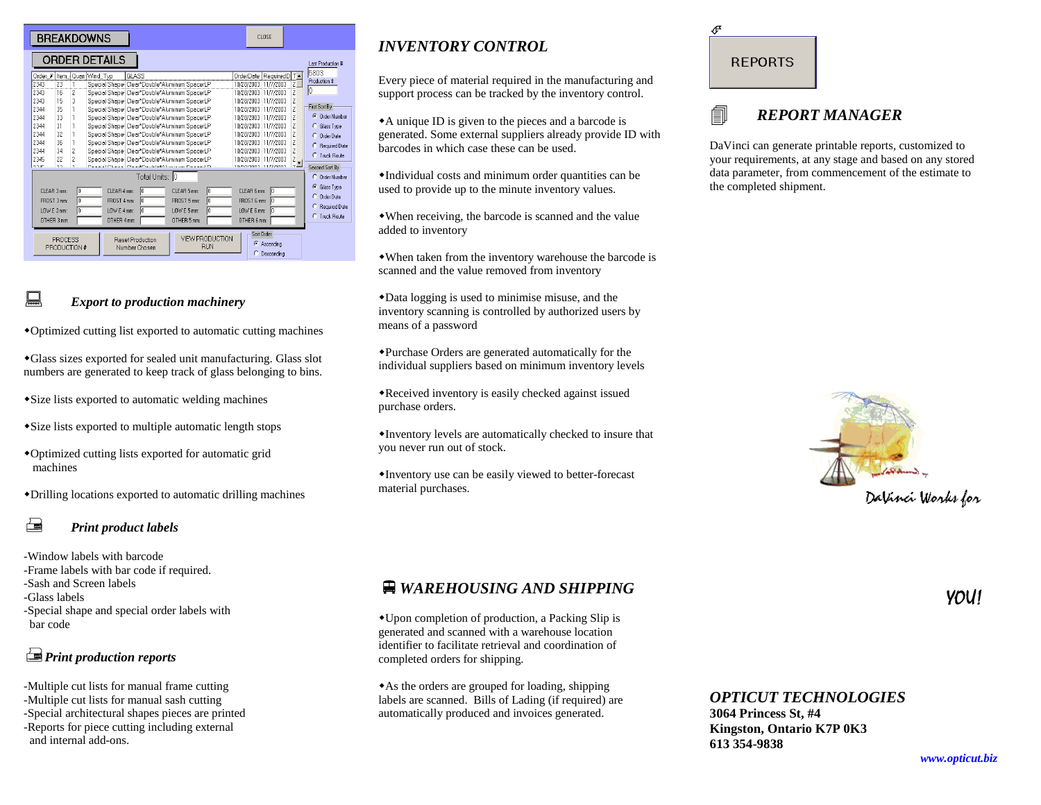## Export to production machinery

- Optimized cutting list exported to automatic cutting machines
- Glass sizes exported for sealed unit manufacturing. Glass slot numbers are generated to keep track of glass belonging to bins.
- Size lists exported to automatic welding machines
- Size lists exported to multiple automatic length stops
- Optimized cutting lists exported for automatic grid machines
- Drilling locations exported to automatic drilling machines

## Print product labels

- Window labels with barcode
- Frame labels with bar code if required.
- Sash and Screen labels
- Glass labels
- Special shape and special order labels with bar code

## Print production reports

- Multiple cut lists for manual frame cutting
- Multiple cut lists for manual sash cutting
- Special architectural shapes pieces are printed
- Reports for piece cutting including external and internal add-ons.

## INVENTORY CONTROL

Every piece of material required in the manufacturing and support process can be tracked by the inventory control.

- A unique ID is given to the pieces and a barcode is generated. Some external suppliers already provide ID with barcodes in which case these can be used.
- Individual costs and minimum order quantities can be used to provide up to the minute inventory values.
- When receiving, the barcode is scanned and the value added to inventory
- When taken from the inventory warehouse the barcode is scanned and the value removed from inventory
- Data logging is used to minimise misuse, and the inventory scanning is controlled by authorized users by means of a password
- Purchase Orders are generated automatically for the individual suppliers based on minimum inventory levels
- Received inventory is easily checked against issued purchase orders.
- Inventory levels are automatically checked to insure that you never run out of stock.
- Inventory use can be easily viewed to better-forecast material purchases.

## WAREHOUSING AND SHIPPING

- Upon completion of production, a Packing Slip is generated and scanned with a warehouse location identifier to facilitate retrieval and coordination of completed orders for shipping.
- As the orders are grouped for loading, shipping labels are scanned. Bills of Lading (if required) are automatically produced and invoices generated.

REPORTS

## REPORT MANAGER

DaVinci can generate printable reports, customized to your requirements, at any stage and based on any stored data parameter, from commencement of the estimate to the completed shipment.

DaVinci Works for YOU!

**OPTICUT TECHNOLOGIES**
**3064 Princess St, #4**
**Kingston, Ontario K7P 0K3**
**613 354-9838**

www.opticut.biz